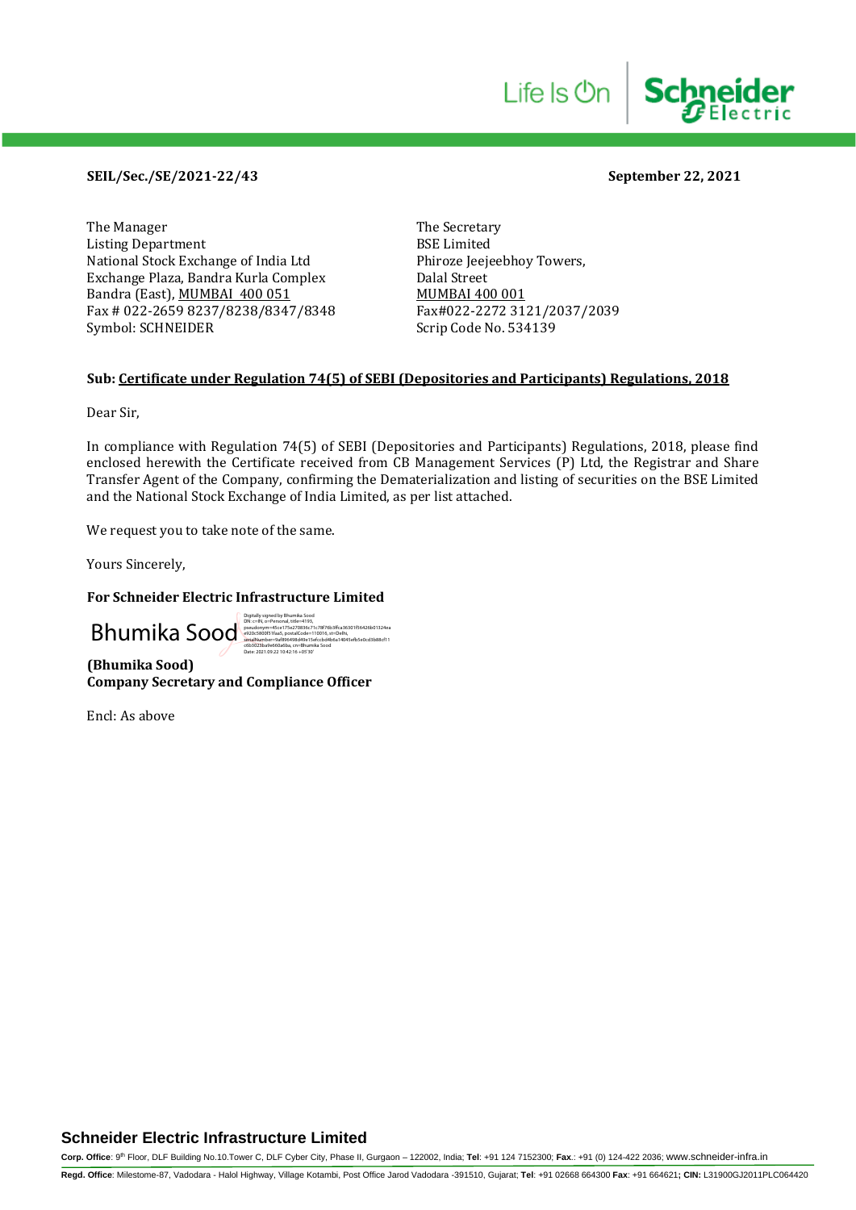**SEIL/Sec./SE/2021-22/43** **September 22, 2021**

The Manager
Listing Department
National Stock Exchange of India Ltd
Exchange Plaza, Bandra Kurla Complex
Bandra (East), MUMBAI 400 051
Fax # 022-2659 8237/8238/8347/8348
Symbol: SCHNEIDER

The Secretary
BSE Limited
Phiroze Jeejeebhoy Towers,
Dalal Street
MUMBAI 400 001
Fax#022-2272 3121/2037/2039
Scrip Code No. 534139

**Sub: Certificate under Regulation 74(5) of SEBI (Depositories and Participants) Regulations, 2018**

Dear Sir,

In compliance with Regulation 74(5) of SEBI (Depositories and Participants) Regulations, 2018, please find enclosed herewith the Certificate received from CB Management Services (P) Ltd, the Registrar and Share Transfer Agent of the Company, confirming the Dematerialization and listing of securities on the BSE Limited and the National Stock Exchange of India Limited, as per list attached.

We request you to take note of the same.

Yours Sincerely,

**For Schneider Electric Infrastructure Limited**

Bhumika Sood

**(Bhumika Sood)**
**Company Secretary and Compliance Officer**

Encl: As above

**Schneider Electric Infrastructure Limited**

**Corp. Office**: 9th Floor, DLF Building No.10.Tower C, DLF Cyber City, Phase II, Gurgaon – 122002, India; **Tel**: +91 124 7152300; **Fax**.: +91 (0) 124-422 2036; www.schneider-infra.in

**Regd. Office**: Milestome-87, Vadodara - Halol Highway, Village Kotambi, Post Office Jarod Vadodara -391510, Gujarat; **Tel**: +91 02668 664300 **Fax**: +91 664621; **CIN:** L31900GJ2011PLC064420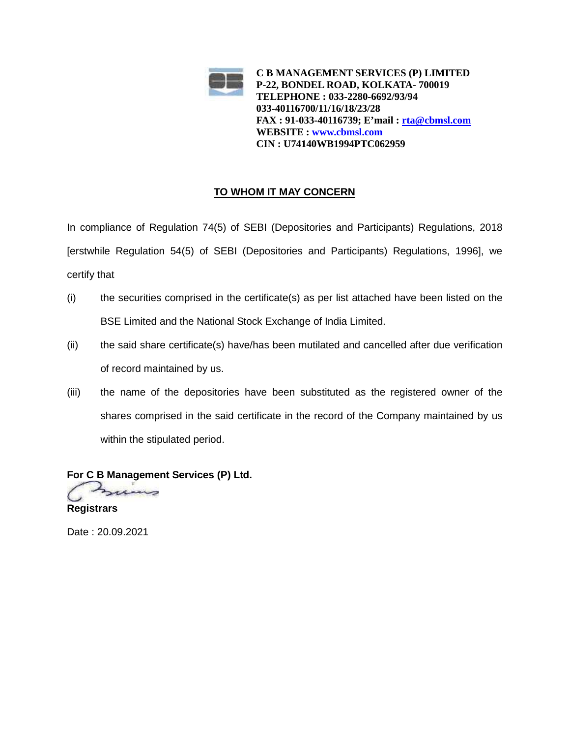**C B MANAGEMENT SERVICES (P) LIMITED**
**P-22, BONDEL ROAD, KOLKATA- 700019**
**TELEPHONE : 033-2280-6692/93/94**
**033-40116700/11/16/18/23/28**
**FAX : 91-033-40116739; E'mail : rta@cbmsl.com**
**WEBSITE : www.cbmsl.com**
**CIN : U74140WB1994PTC062959**

## TO WHOM IT MAY CONCERN

In compliance of Regulation 74(5) of SEBI (Depositories and Participants) Regulations, 2018 [erstwhile Regulation 54(5) of SEBI (Depositories and Participants) Regulations, 1996], we certify that

(i) the securities comprised in the certificate(s) as per list attached have been listed on the BSE Limited and the National Stock Exchange of India Limited.

(ii) the said share certificate(s) have/has been mutilated and cancelled after due verification of record maintained by us.

(iii) the name of the depositories have been substituted as the registered owner of the shares comprised in the said certificate in the record of the Company maintained by us within the stipulated period.

**For C B Management Services (P) Ltd.**

**Registrars**

Date : 20.09.2021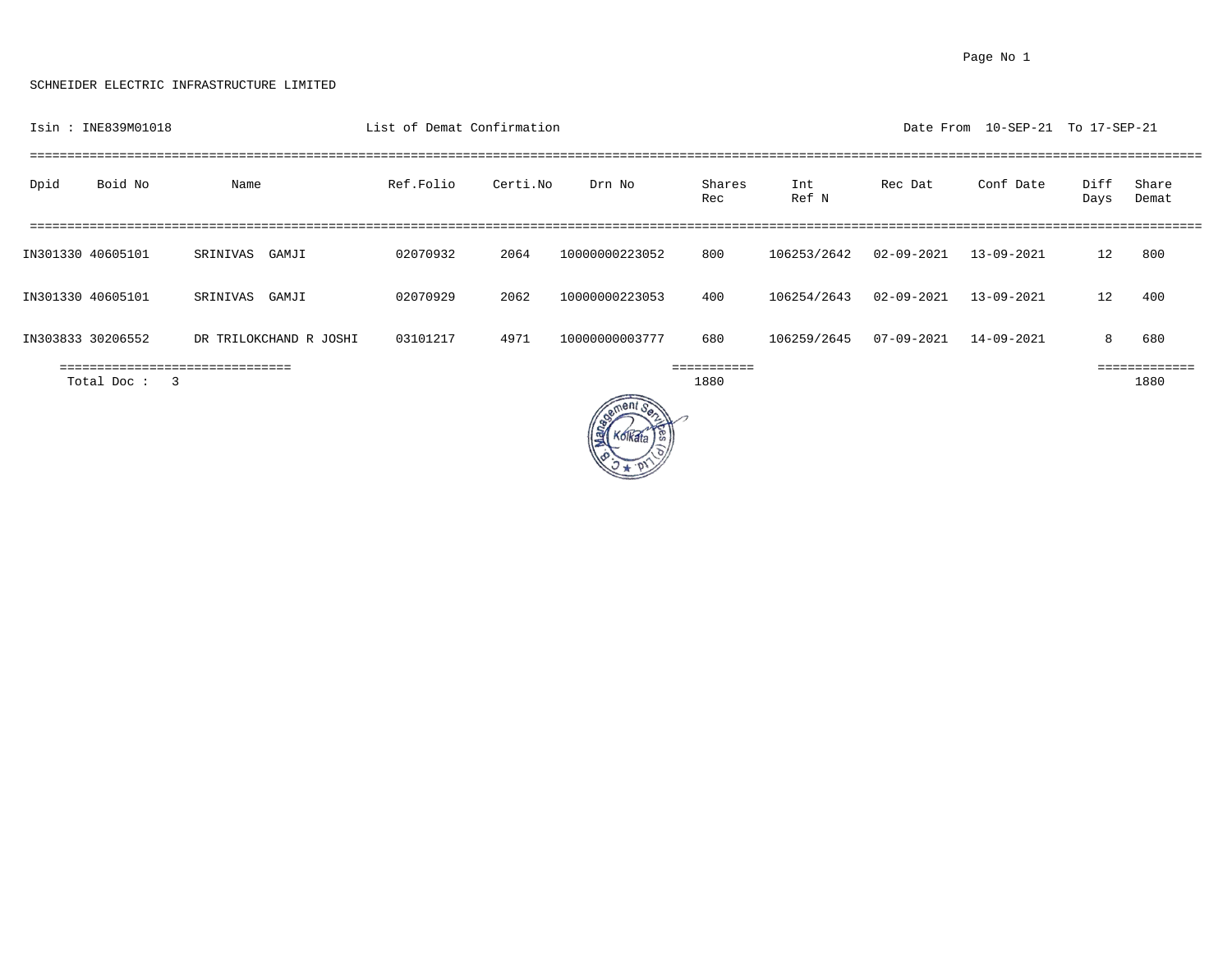SCHNEIDER ELECTRIC INFRASTRUCTURE LIMITED

Isin : INE839M01018 List of Demat Confirmation Date From 10-SEP-21 To 17-SEP-21

| Dpid | Boid No | Name | Ref.Folio | Certi.No | Drn No | Shares Rec | Int Ref N | Rec Dat | Conf Date | Diff Days | Share Demat |
|---|---|---|---|---|---|---|---|---|---|---|---|
| IN301330 | 40605101 | SRINIVAS GAMJI | 02070932 | 2064 | 10000000223052 | 800 | 106253/2642 | 02-09-2021 | 13-09-2021 | 12 | 800 |
| IN301330 | 40605101 | SRINIVAS GAMJI | 02070929 | 2062 | 10000000223053 | 400 | 106254/2643 | 02-09-2021 | 13-09-2021 | 12 | 400 |
| IN303833 | 30206552 | DR TRILOKCHAND R JOSHI | 03101217 | 4971 | 10000000003777 | 680 | 106259/2645 | 07-09-2021 | 14-09-2021 | 8 | 680 |
| Total Doc : 3 | | | | | | 1880 | | | | | 1880 |

C.B. Management Services (P) Ltd. Kolkata